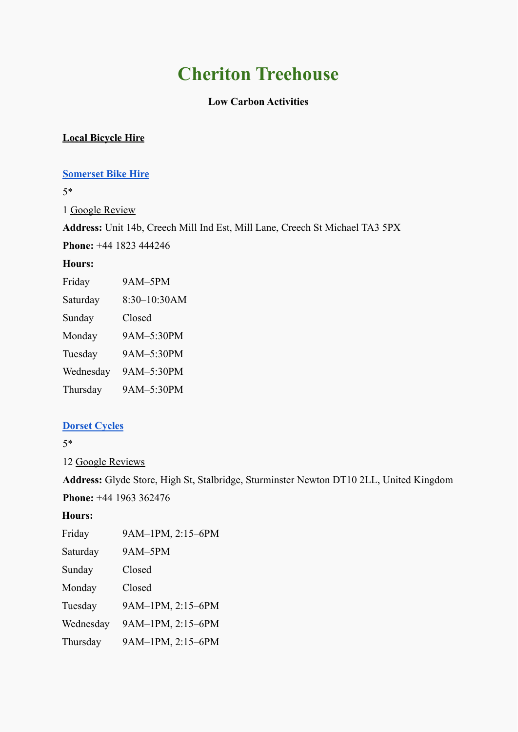# Cheriton Treehouse

**Low Carbon Activities**

**Local Bicycle Hire**

**Somerset Bike Hire**

5*

1 Google Review

**Address:** Unit 14b, Creech Mill Ind Est, Mill Lane, Creech St Michael TA3 5PX

**Phone:** +44 1823 444246

**Hours:**

| | |
|---|---|
| Friday | 9AM–5PM |
| Saturday | 8:30–10:30AM |
| Sunday | Closed |
| Monday | 9AM–5:30PM |
| Tuesday | 9AM–5:30PM |
| Wednesday | 9AM–5:30PM |
| Thursday | 9AM–5:30PM |

**Dorset Cycles**

5*

12 Google Reviews

**Address:** Glyde Store, High St, Stalbridge, Sturminster Newton DT10 2LL, United Kingdom

**Phone:** +44 1963 362476

**Hours:**

| | |
|---|---|
| Friday | 9AM–1PM, 2:15–6PM |
| Saturday | 9AM–5PM |
| Sunday | Closed |
| Monday | Closed |
| Tuesday | 9AM–1PM, 2:15–6PM |
| Wednesday | 9AM–1PM, 2:15–6PM |
| Thursday | 9AM–1PM, 2:15–6PM |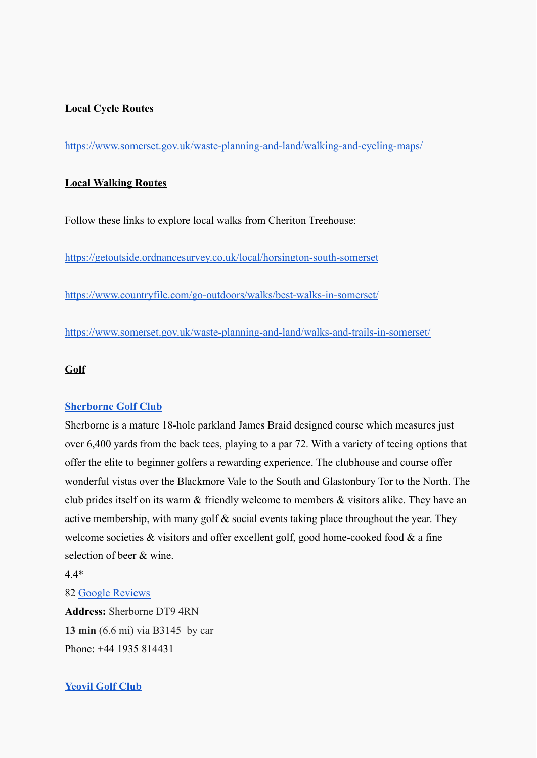**Local Cycle Routes**

https://www.somerset.gov.uk/waste-planning-and-land/walking-and-cycling-maps/

**Local Walking Routes**

Follow these links to explore local walks from Cheriton Treehouse:

https://getoutside.ordnancesurvey.co.uk/local/horsington-south-somerset

https://www.countryfile.com/go-outdoors/walks/best-walks-in-somerset/

https://www.somerset.gov.uk/waste-planning-and-land/walks-and-trails-in-somerset/

**Golf**

**Sherborne Golf Club**

Sherborne is a mature 18-hole parkland James Braid designed course which measures just over 6,400 yards from the back tees, playing to a par 72. With a variety of teeing options that offer the elite to beginner golfers a rewarding experience. The clubhouse and course offer wonderful vistas over the Blackmore Vale to the South and Glastonbury Tor to the North. The club prides itself on its warm & friendly welcome to members & visitors alike. They have an active membership, with many golf & social events taking place throughout the year. They welcome societies & visitors and offer excellent golf, good home-cooked food & a fine selection of beer & wine.

4.4*

82 Google Reviews

**Address:** Sherborne DT9 4RN

**13 min** (6.6 mi) via B3145 by car

Phone: +44 1935 814431

**Yeovil Golf Club**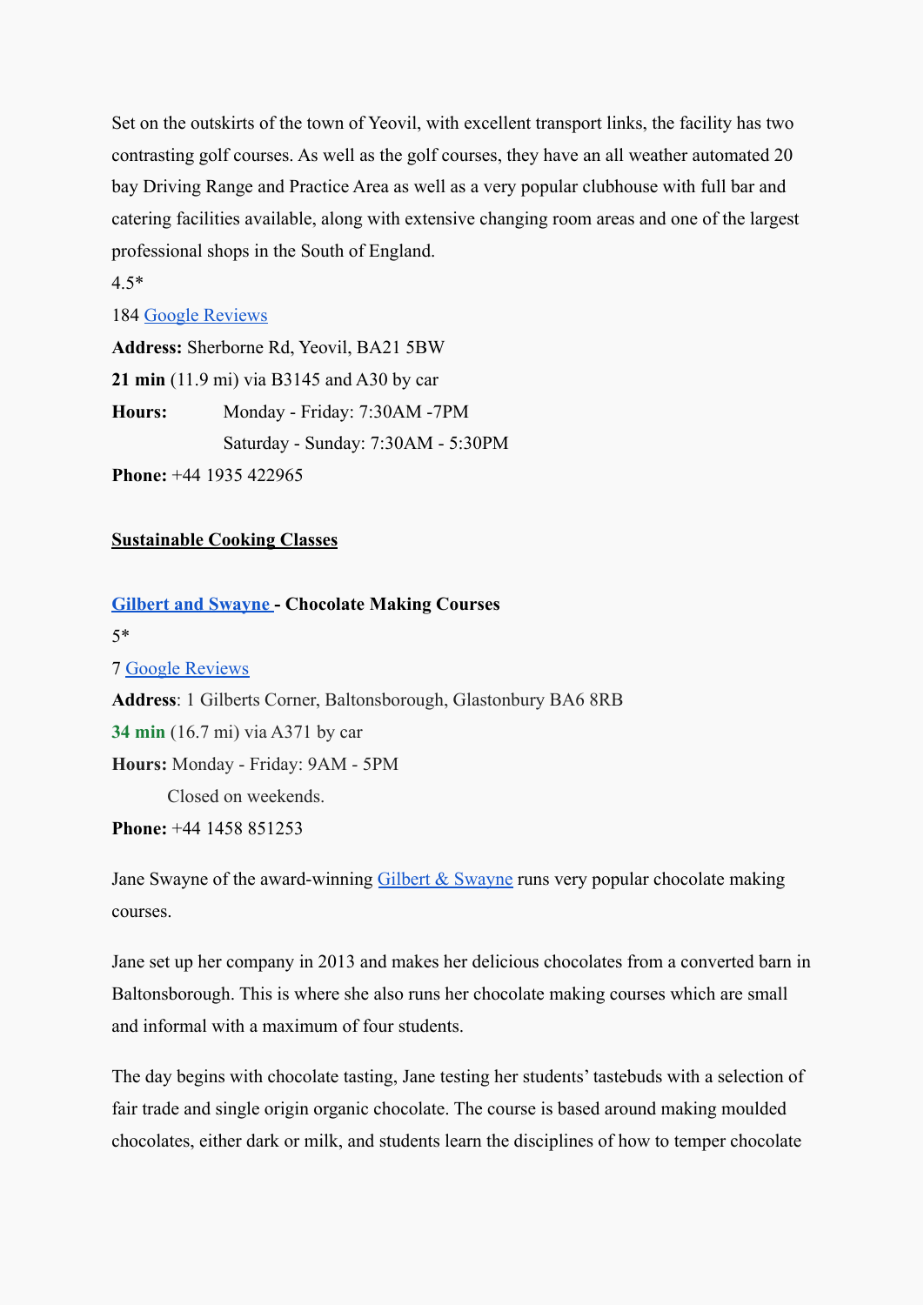Set on the outskirts of the town of Yeovil, with excellent transport links, the facility has two contrasting golf courses. As well as the golf courses, they have an all weather automated 20 bay Driving Range and Practice Area as well as a very popular clubhouse with full bar and catering facilities available, along with extensive changing room areas and one of the largest professional shops in the South of England.

4.5*

184 Google Reviews

**Address:** Sherborne Rd, Yeovil, BA21 5BW

**21 min** (11.9 mi) via B3145 and A30 by car

**Hours:** Monday - Friday: 7:30AM -7PM

Saturday - Sunday: 7:30AM - 5:30PM

**Phone:** +44 1935 422965

**Sustainable Cooking Classes**

**Gilbert and Swayne - Chocolate Making Courses**

5*

7 Google Reviews

**Address**: 1 Gilberts Corner, Baltonsborough, Glastonbury BA6 8RB

**34 min** (16.7 mi) via A371 by car

**Hours:** Monday - Friday: 9AM - 5PM

Closed on weekends.

**Phone:** +44 1458 851253

Jane Swayne of the award-winning Gilbert & Swayne runs very popular chocolate making courses.

Jane set up her company in 2013 and makes her delicious chocolates from a converted barn in Baltonsborough. This is where she also runs her chocolate making courses which are small and informal with a maximum of four students.

The day begins with chocolate tasting, Jane testing her students' tastebuds with a selection of fair trade and single origin organic chocolate. The course is based around making moulded chocolates, either dark or milk, and students learn the disciplines of how to temper chocolate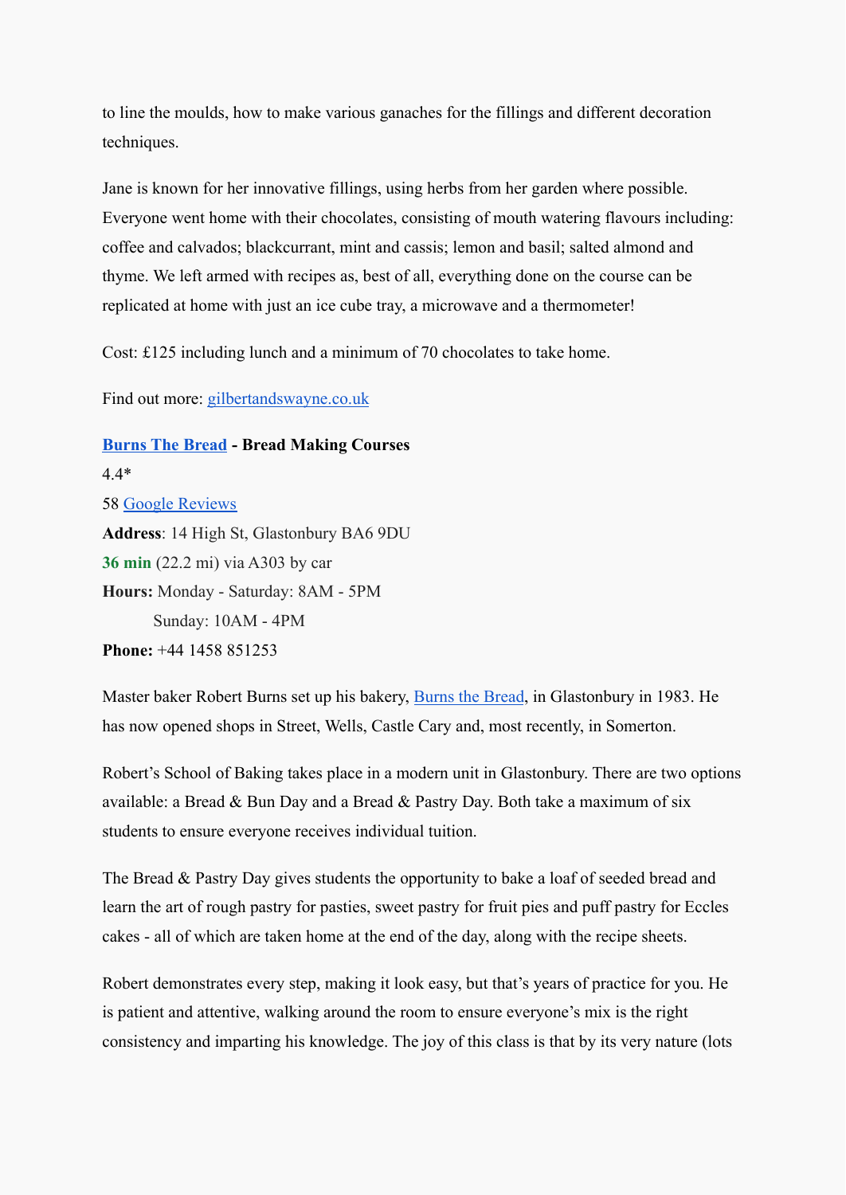to line the moulds, how to make various ganaches for the fillings and different decoration techniques.

Jane is known for her innovative fillings, using herbs from her garden where possible. Everyone went home with their chocolates, consisting of mouth watering flavours including: coffee and calvados; blackcurrant, mint and cassis; lemon and basil; salted almond and thyme. We left armed with recipes as, best of all, everything done on the course can be replicated at home with just an ice cube tray, a microwave and a thermometer!

Cost: £125 including lunch and a minimum of 70 chocolates to take home.

Find out more: [gilbertandswayne.co.uk](gilbertandswayne.co.uk)

**[Burns The Bread](Burns The Bread) - Bread Making Courses**

4.4*

58 [Google Reviews](Google Reviews)

**Address**: 14 High St, Glastonbury BA6 9DU

**36 min** (22.2 mi) via A303 by car

**Hours:** Monday - Saturday: 8AM - 5PM

Sunday: 10AM - 4PM

**Phone:** +44 1458 851253

Master baker Robert Burns set up his bakery, [Burns the Bread](Burns the Bread), in Glastonbury in 1983. He has now opened shops in Street, Wells, Castle Cary and, most recently, in Somerton.

Robert's School of Baking takes place in a modern unit in Glastonbury. There are two options available: a Bread & Bun Day and a Bread & Pastry Day. Both take a maximum of six students to ensure everyone receives individual tuition.

The Bread & Pastry Day gives students the opportunity to bake a loaf of seeded bread and learn the art of rough pastry for pasties, sweet pastry for fruit pies and puff pastry for Eccles cakes - all of which are taken home at the end of the day, along with the recipe sheets.

Robert demonstrates every step, making it look easy, but that's years of practice for you. He is patient and attentive, walking around the room to ensure everyone's mix is the right consistency and imparting his knowledge. The joy of this class is that by its very nature (lots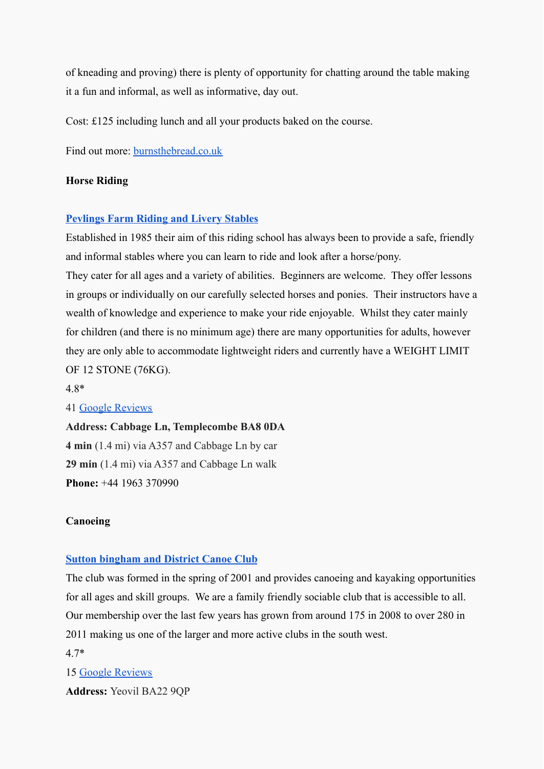of kneading and proving) there is plenty of opportunity for chatting around the table making it a fun and informal, as well as informative, day out.

Cost: £125 including lunch and all your products baked on the course.

Find out more: [burnsthebread.co.uk](burnsthebread.co.uk)

**Horse Riding**

**[Pevlings Farm Riding and Livery Stables]()**

Established in 1985 their aim of this riding school has always been to provide a safe, friendly and informal stables where you can learn to ride and look after a horse/pony.
They cater for all ages and a variety of abilities. Beginners are welcome. They offer lessons in groups or individually on our carefully selected horses and ponies. Their instructors have a wealth of knowledge and experience to make your ride enjoyable. Whilst they cater mainly for children (and there is no minimum age) there are many opportunities for adults, however they are only able to accommodate lightweight riders and currently have a WEIGHT LIMIT OF 12 STONE (76KG).

4.8*

41 [Google Reviews]()

**Address: Cabbage Ln, Templecombe BA8 0DA**

**4 min** (1.4 mi) via A357 and Cabbage Ln by car

**29 min** (1.4 mi) via A357 and Cabbage Ln walk

**Phone:** +44 1963 370990

**Canoeing**

**[Sutton bingham and District Canoe Club]()**

The club was formed in the spring of 2001 and provides canoeing and kayaking opportunities for all ages and skill groups. We are a family friendly sociable club that is accessible to all. Our membership over the last few years has grown from around 175 in 2008 to over 280 in 2011 making us one of the larger and more active clubs in the south west.

4.7*

15 [Google Reviews]()

**Address:** Yeovil BA22 9QP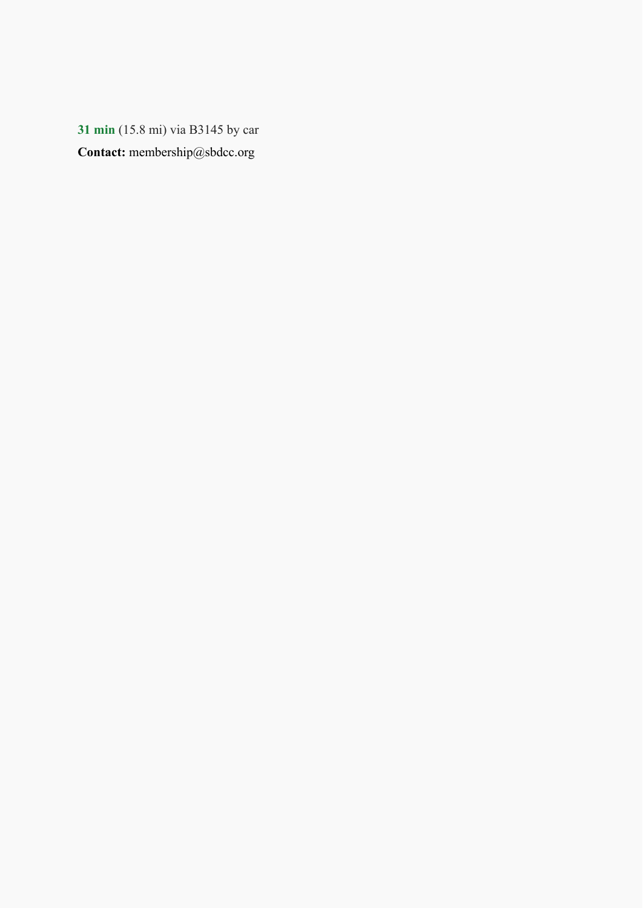**31 min** (15.8 mi) via B3145 by car

**Contact:** membership@sbdcc.org